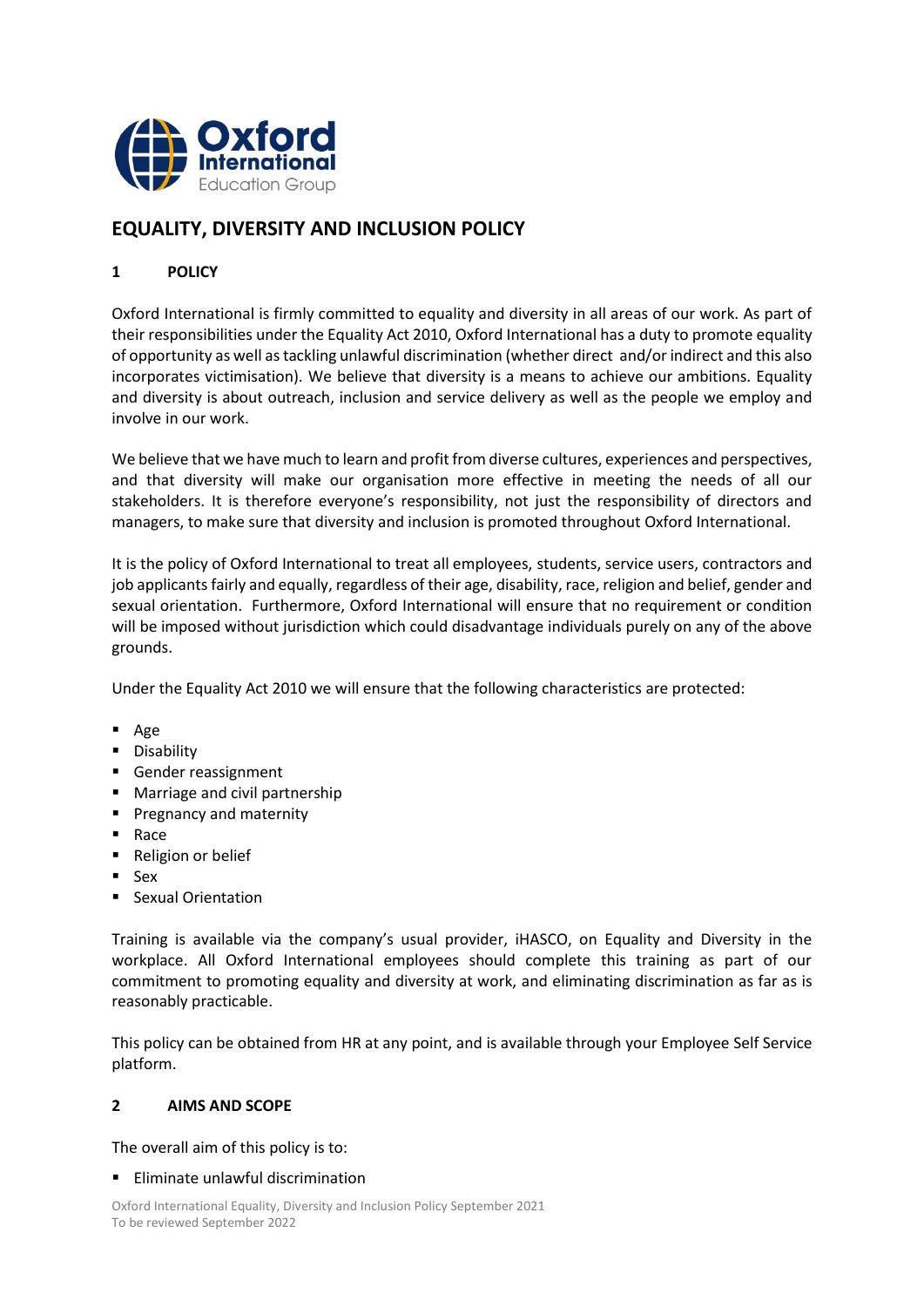# EQUALITY, DIVERSITY AND INCLUSION POLICY

## 1 POLICY

Oxford International is firmly committed to equality and diversity in all areas of our work. As part of their responsibilities under the Equality Act 2010, Oxford International has a duty to promote equality of opportunity as well as tackling unlawful discrimination (whether direct and/or indirect and this also incorporates victimisation). We believe that diversity is a means to achieve our ambitions. Equality and diversity is about outreach, inclusion and service delivery as well as the people we employ and involve in our work.

We believe that we have much to learn and profit from diverse cultures, experiences and perspectives, and that diversity will make our organisation more effective in meeting the needs of all our stakeholders. It is therefore everyone's responsibility, not just the responsibility of directors and managers, to make sure that diversity and inclusion is promoted throughout Oxford International.

It is the policy of Oxford International to treat all employees, students, service users, contractors and job applicants fairly and equally, regardless of their age, disability, race, religion and belief, gender and sexual orientation. Furthermore, Oxford International will ensure that no requirement or condition will be imposed without jurisdiction which could disadvantage individuals purely on any of the above grounds.

Under the Equality Act 2010 we will ensure that the following characteristics are protected:

- Age
- Disability
- Gender reassignment
- Marriage and civil partnership
- Pregnancy and maternity
- Race
- Religion or belief
- Sex
- Sexual Orientation

Training is available via the company's usual provider, iHASCO, on Equality and Diversity in the workplace. All Oxford International employees should complete this training as part of our commitment to promoting equality and diversity at work, and eliminating discrimination as far as is reasonably practicable.

This policy can be obtained from HR at any point, and is available through your Employee Self Service platform.

## 2 AIMS AND SCOPE

The overall aim of this policy is to:

- Eliminate unlawful discrimination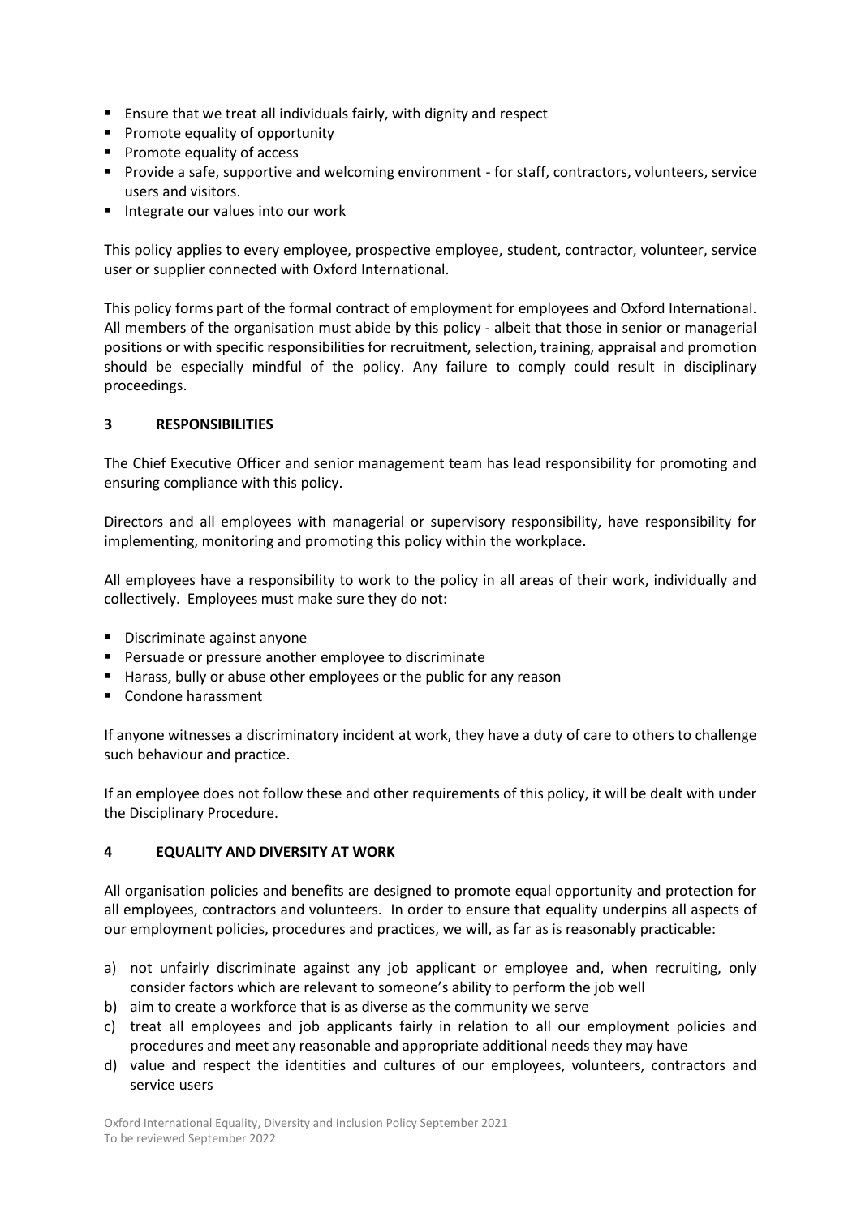- Ensure that we treat all individuals fairly, with dignity and respect
- Promote equality of opportunity
- Promote equality of access
- Provide a safe, supportive and welcoming environment - for staff, contractors, volunteers, service users and visitors.
- Integrate our values into our work

This policy applies to every employee, prospective employee, student, contractor, volunteer, service user or supplier connected with Oxford International.

This policy forms part of the formal contract of employment for employees and Oxford International. All members of the organisation must abide by this policy - albeit that those in senior or managerial positions or with specific responsibilities for recruitment, selection, training, appraisal and promotion should be especially mindful of the policy. Any failure to comply could result in disciplinary proceedings.

## 3 RESPONSIBILITIES

The Chief Executive Officer and senior management team has lead responsibility for promoting and ensuring compliance with this policy.

Directors and all employees with managerial or supervisory responsibility, have responsibility for implementing, monitoring and promoting this policy within the workplace.

All employees have a responsibility to work to the policy in all areas of their work, individually and collectively. Employees must make sure they do not:

- Discriminate against anyone
- Persuade or pressure another employee to discriminate
- Harass, bully or abuse other employees or the public for any reason
- Condone harassment

If anyone witnesses a discriminatory incident at work, they have a duty of care to others to challenge such behaviour and practice.

If an employee does not follow these and other requirements of this policy, it will be dealt with under the Disciplinary Procedure.

## 4 EQUALITY AND DIVERSITY AT WORK

All organisation policies and benefits are designed to promote equal opportunity and protection for all employees, contractors and volunteers. In order to ensure that equality underpins all aspects of our employment policies, procedures and practices, we will, as far as is reasonably practicable:

a) not unfairly discriminate against any job applicant or employee and, when recruiting, only consider factors which are relevant to someone's ability to perform the job well
b) aim to create a workforce that is as diverse as the community we serve
c) treat all employees and job applicants fairly in relation to all our employment policies and procedures and meet any reasonable and appropriate additional needs they may have
d) value and respect the identities and cultures of our employees, volunteers, contractors and service users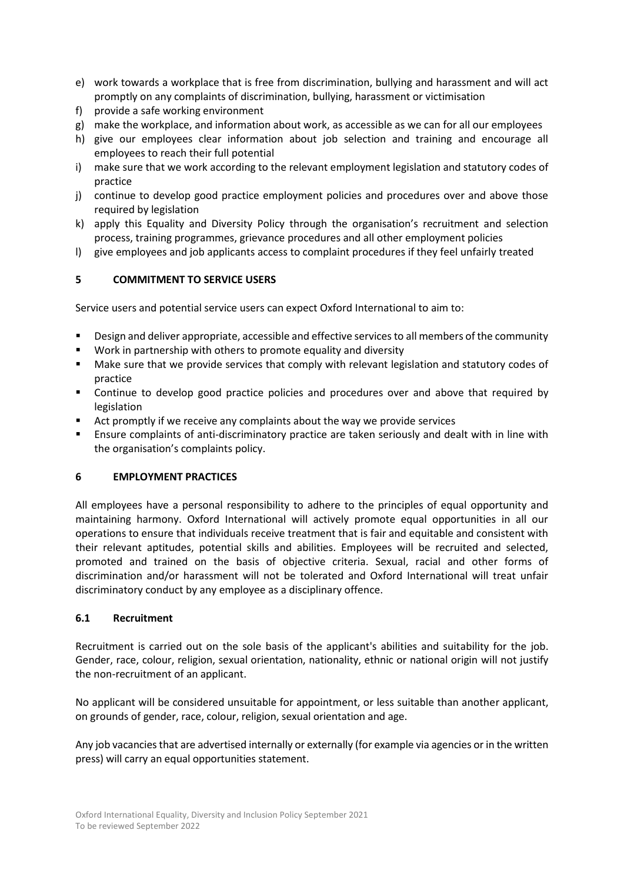e) work towards a workplace that is free from discrimination, bullying and harassment and will act promptly on any complaints of discrimination, bullying, harassment or victimisation
f) provide a safe working environment
g) make the workplace, and information about work, as accessible as we can for all our employees
h) give our employees clear information about job selection and training and encourage all employees to reach their full potential
i) make sure that we work according to the relevant employment legislation and statutory codes of practice
j) continue to develop good practice employment policies and procedures over and above those required by legislation
k) apply this Equality and Diversity Policy through the organisation's recruitment and selection process, training programmes, grievance procedures and all other employment policies
l) give employees and job applicants access to complaint procedures if they feel unfairly treated

## 5 COMMITMENT TO SERVICE USERS

Service users and potential service users can expect Oxford International to aim to:

- Design and deliver appropriate, accessible and effective services to all members of the community
- Work in partnership with others to promote equality and diversity
- Make sure that we provide services that comply with relevant legislation and statutory codes of practice
- Continue to develop good practice policies and procedures over and above that required by legislation
- Act promptly if we receive any complaints about the way we provide services
- Ensure complaints of anti-discriminatory practice are taken seriously and dealt with in line with the organisation's complaints policy.

## 6 EMPLOYMENT PRACTICES

All employees have a personal responsibility to adhere to the principles of equal opportunity and maintaining harmony. Oxford International will actively promote equal opportunities in all our operations to ensure that individuals receive treatment that is fair and equitable and consistent with their relevant aptitudes, potential skills and abilities. Employees will be recruited and selected, promoted and trained on the basis of objective criteria. Sexual, racial and other forms of discrimination and/or harassment will not be tolerated and Oxford International will treat unfair discriminatory conduct by any employee as a disciplinary offence.

### 6.1 Recruitment

Recruitment is carried out on the sole basis of the applicant's abilities and suitability for the job. Gender, race, colour, religion, sexual orientation, nationality, ethnic or national origin will not justify the non-recruitment of an applicant.

No applicant will be considered unsuitable for appointment, or less suitable than another applicant, on grounds of gender, race, colour, religion, sexual orientation and age.

Any job vacancies that are advertised internally or externally (for example via agencies or in the written press) will carry an equal opportunities statement.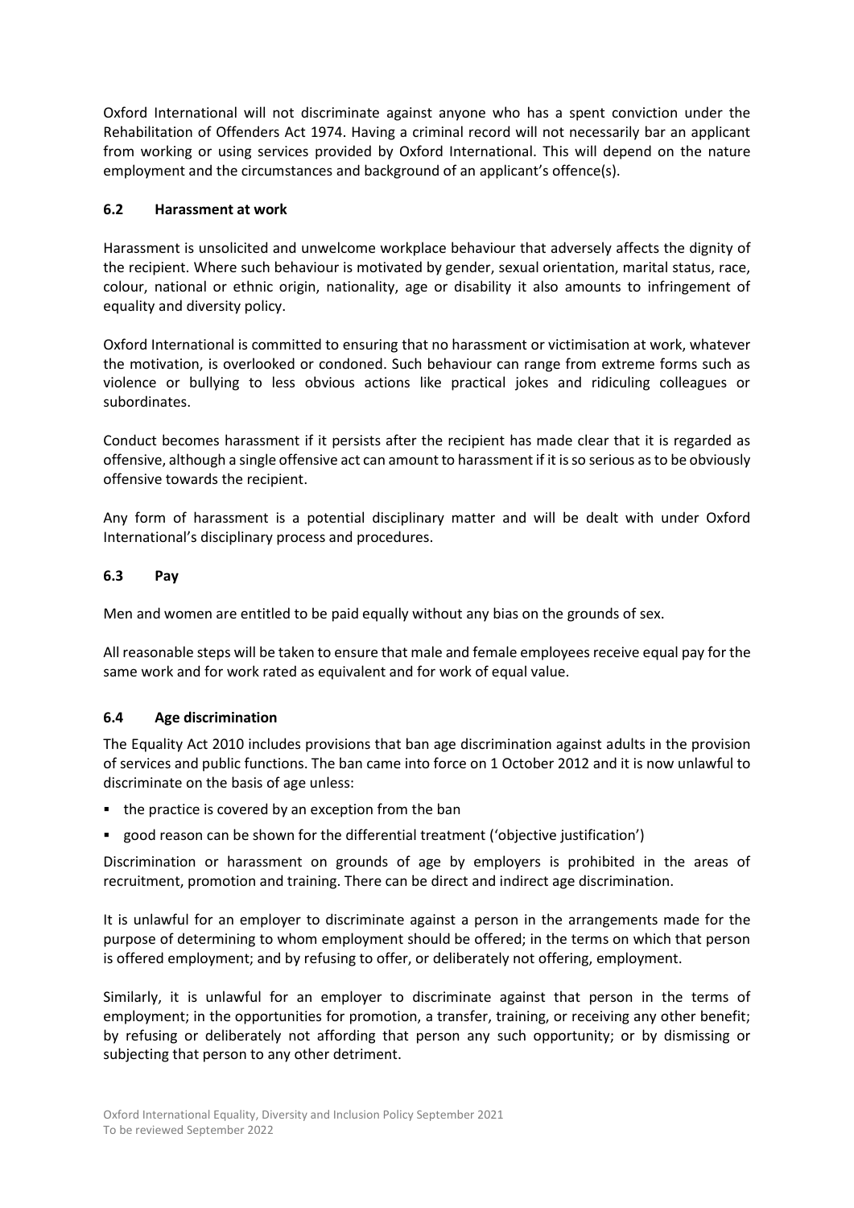Oxford International will not discriminate against anyone who has a spent conviction under the Rehabilitation of Offenders Act 1974. Having a criminal record will not necessarily bar an applicant from working or using services provided by Oxford International. This will depend on the nature employment and the circumstances and background of an applicant's offence(s).

### 6.2 Harassment at work

Harassment is unsolicited and unwelcome workplace behaviour that adversely affects the dignity of the recipient. Where such behaviour is motivated by gender, sexual orientation, marital status, race, colour, national or ethnic origin, nationality, age or disability it also amounts to infringement of equality and diversity policy.

Oxford International is committed to ensuring that no harassment or victimisation at work, whatever the motivation, is overlooked or condoned. Such behaviour can range from extreme forms such as violence or bullying to less obvious actions like practical jokes and ridiculing colleagues or subordinates.

Conduct becomes harassment if it persists after the recipient has made clear that it is regarded as offensive, although a single offensive act can amount to harassment if it is so serious as to be obviously offensive towards the recipient.

Any form of harassment is a potential disciplinary matter and will be dealt with under Oxford International's disciplinary process and procedures.

### 6.3 Pay

Men and women are entitled to be paid equally without any bias on the grounds of sex.

All reasonable steps will be taken to ensure that male and female employees receive equal pay for the same work and for work rated as equivalent and for work of equal value.

### 6.4 Age discrimination

The Equality Act 2010 includes provisions that ban age discrimination against adults in the provision of services and public functions. The ban came into force on 1 October 2012 and it is now unlawful to discriminate on the basis of age unless:

- the practice is covered by an exception from the ban
- good reason can be shown for the differential treatment ('objective justification')

Discrimination or harassment on grounds of age by employers is prohibited in the areas of recruitment, promotion and training. There can be direct and indirect age discrimination.

It is unlawful for an employer to discriminate against a person in the arrangements made for the purpose of determining to whom employment should be offered; in the terms on which that person is offered employment; and by refusing to offer, or deliberately not offering, employment.

Similarly, it is unlawful for an employer to discriminate against that person in the terms of employment; in the opportunities for promotion, a transfer, training, or receiving any other benefit; by refusing or deliberately not affording that person any such opportunity; or by dismissing or subjecting that person to any other detriment.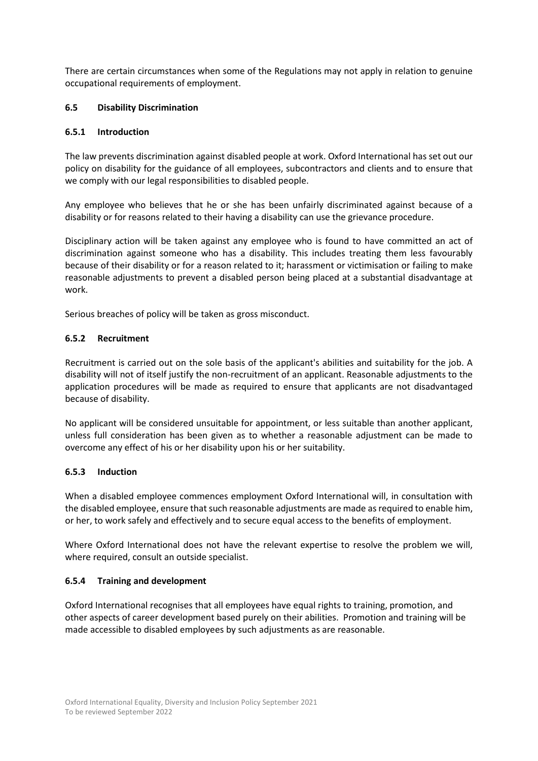There are certain circumstances when some of the Regulations may not apply in relation to genuine occupational requirements of employment.

### 6.5 Disability Discrimination

#### 6.5.1 Introduction

The law prevents discrimination against disabled people at work. Oxford International has set out our policy on disability for the guidance of all employees, subcontractors and clients and to ensure that we comply with our legal responsibilities to disabled people.

Any employee who believes that he or she has been unfairly discriminated against because of a disability or for reasons related to their having a disability can use the grievance procedure.

Disciplinary action will be taken against any employee who is found to have committed an act of discrimination against someone who has a disability. This includes treating them less favourably because of their disability or for a reason related to it; harassment or victimisation or failing to make reasonable adjustments to prevent a disabled person being placed at a substantial disadvantage at work.

Serious breaches of policy will be taken as gross misconduct.

#### 6.5.2 Recruitment

Recruitment is carried out on the sole basis of the applicant's abilities and suitability for the job. A disability will not of itself justify the non-recruitment of an applicant. Reasonable adjustments to the application procedures will be made as required to ensure that applicants are not disadvantaged because of disability.

No applicant will be considered unsuitable for appointment, or less suitable than another applicant, unless full consideration has been given as to whether a reasonable adjustment can be made to overcome any effect of his or her disability upon his or her suitability.

#### 6.5.3 Induction

When a disabled employee commences employment Oxford International will, in consultation with the disabled employee, ensure that such reasonable adjustments are made as required to enable him, or her, to work safely and effectively and to secure equal access to the benefits of employment.

Where Oxford International does not have the relevant expertise to resolve the problem we will, where required, consult an outside specialist.

#### 6.5.4 Training and development

Oxford International recognises that all employees have equal rights to training, promotion, and other aspects of career development based purely on their abilities. Promotion and training will be made accessible to disabled employees by such adjustments as are reasonable.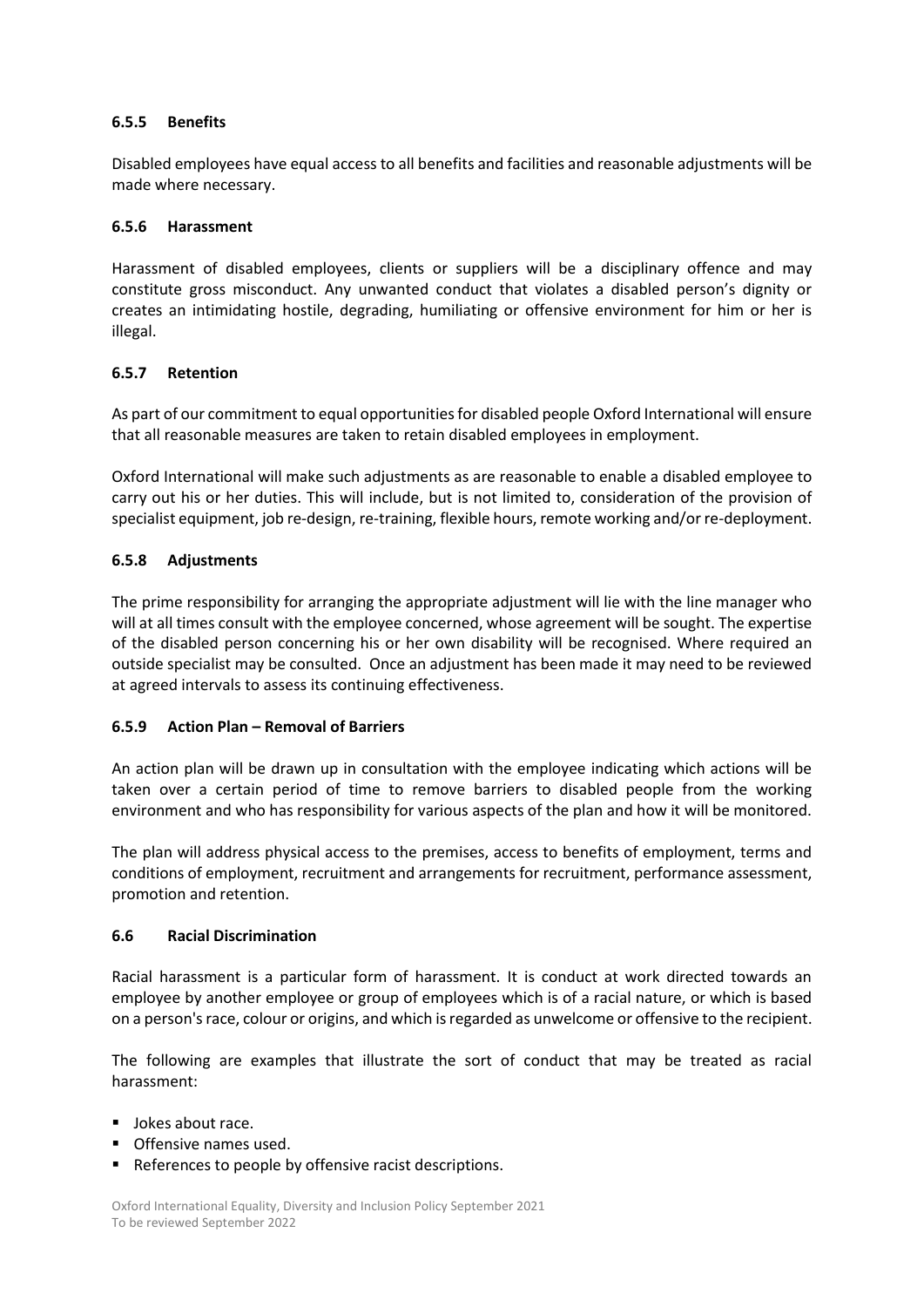#### 6.5.5 Benefits

Disabled employees have equal access to all benefits and facilities and reasonable adjustments will be made where necessary.

#### 6.5.6 Harassment

Harassment of disabled employees, clients or suppliers will be a disciplinary offence and may constitute gross misconduct. Any unwanted conduct that violates a disabled person's dignity or creates an intimidating hostile, degrading, humiliating or offensive environment for him or her is illegal.

#### 6.5.7 Retention

As part of our commitment to equal opportunities for disabled people Oxford International will ensure that all reasonable measures are taken to retain disabled employees in employment.

Oxford International will make such adjustments as are reasonable to enable a disabled employee to carry out his or her duties. This will include, but is not limited to, consideration of the provision of specialist equipment, job re-design, re-training, flexible hours, remote working and/or re-deployment.

#### 6.5.8 Adjustments

The prime responsibility for arranging the appropriate adjustment will lie with the line manager who will at all times consult with the employee concerned, whose agreement will be sought. The expertise of the disabled person concerning his or her own disability will be recognised. Where required an outside specialist may be consulted. Once an adjustment has been made it may need to be reviewed at agreed intervals to assess its continuing effectiveness.

#### 6.5.9 Action Plan – Removal of Barriers

An action plan will be drawn up in consultation with the employee indicating which actions will be taken over a certain period of time to remove barriers to disabled people from the working environment and who has responsibility for various aspects of the plan and how it will be monitored.

The plan will address physical access to the premises, access to benefits of employment, terms and conditions of employment, recruitment and arrangements for recruitment, performance assessment, promotion and retention.

### 6.6 Racial Discrimination

Racial harassment is a particular form of harassment. It is conduct at work directed towards an employee by another employee or group of employees which is of a racial nature, or which is based on a person's race, colour or origins, and which is regarded as unwelcome or offensive to the recipient.

The following are examples that illustrate the sort of conduct that may be treated as racial harassment:

- Jokes about race.
- Offensive names used.
- References to people by offensive racist descriptions.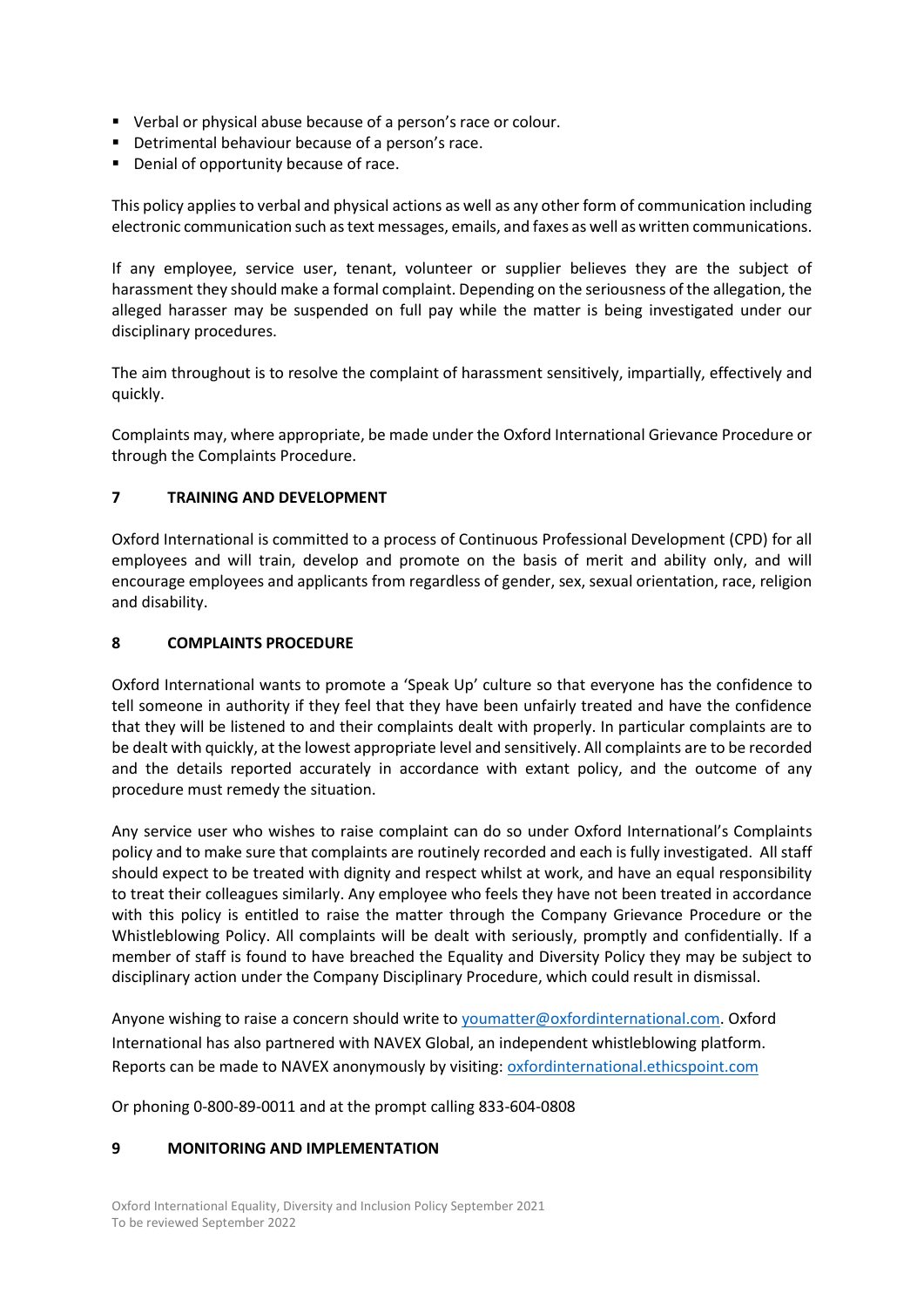- Verbal or physical abuse because of a person's race or colour.
- Detrimental behaviour because of a person's race.
- Denial of opportunity because of race.

This policy applies to verbal and physical actions as well as any other form of communication including electronic communication such as text messages, emails, and faxes as well as written communications.

If any employee, service user, tenant, volunteer or supplier believes they are the subject of harassment they should make a formal complaint. Depending on the seriousness of the allegation, the alleged harasser may be suspended on full pay while the matter is being investigated under our disciplinary procedures.

The aim throughout is to resolve the complaint of harassment sensitively, impartially, effectively and quickly.

Complaints may, where appropriate, be made under the Oxford International Grievance Procedure or through the Complaints Procedure.

## 7 TRAINING AND DEVELOPMENT

Oxford International is committed to a process of Continuous Professional Development (CPD) for all employees and will train, develop and promote on the basis of merit and ability only, and will encourage employees and applicants from regardless of gender, sex, sexual orientation, race, religion and disability.

## 8 COMPLAINTS PROCEDURE

Oxford International wants to promote a 'Speak Up' culture so that everyone has the confidence to tell someone in authority if they feel that they have been unfairly treated and have the confidence that they will be listened to and their complaints dealt with properly. In particular complaints are to be dealt with quickly, at the lowest appropriate level and sensitively. All complaints are to be recorded and the details reported accurately in accordance with extant policy, and the outcome of any procedure must remedy the situation.

Any service user who wishes to raise complaint can do so under Oxford International's Complaints policy and to make sure that complaints are routinely recorded and each is fully investigated. All staff should expect to be treated with dignity and respect whilst at work, and have an equal responsibility to treat their colleagues similarly. Any employee who feels they have not been treated in accordance with this policy is entitled to raise the matter through the Company Grievance Procedure or the Whistleblowing Policy. All complaints will be dealt with seriously, promptly and confidentially. If a member of staff is found to have breached the Equality and Diversity Policy they may be subject to disciplinary action under the Company Disciplinary Procedure, which could result in dismissal.

Anyone wishing to raise a concern should write to [youmatter@oxfordinternational.com](mailto:youmatter@oxfordinternational.com). Oxford International has also partnered with NAVEX Global, an independent whistleblowing platform. Reports can be made to NAVEX anonymously by visiting: [oxfordinternational.ethicspoint.com](https://oxfordinternational.ethicspoint.com)

Or phoning 0-800-89-0011 and at the prompt calling 833-604-0808

## 9 MONITORING AND IMPLEMENTATION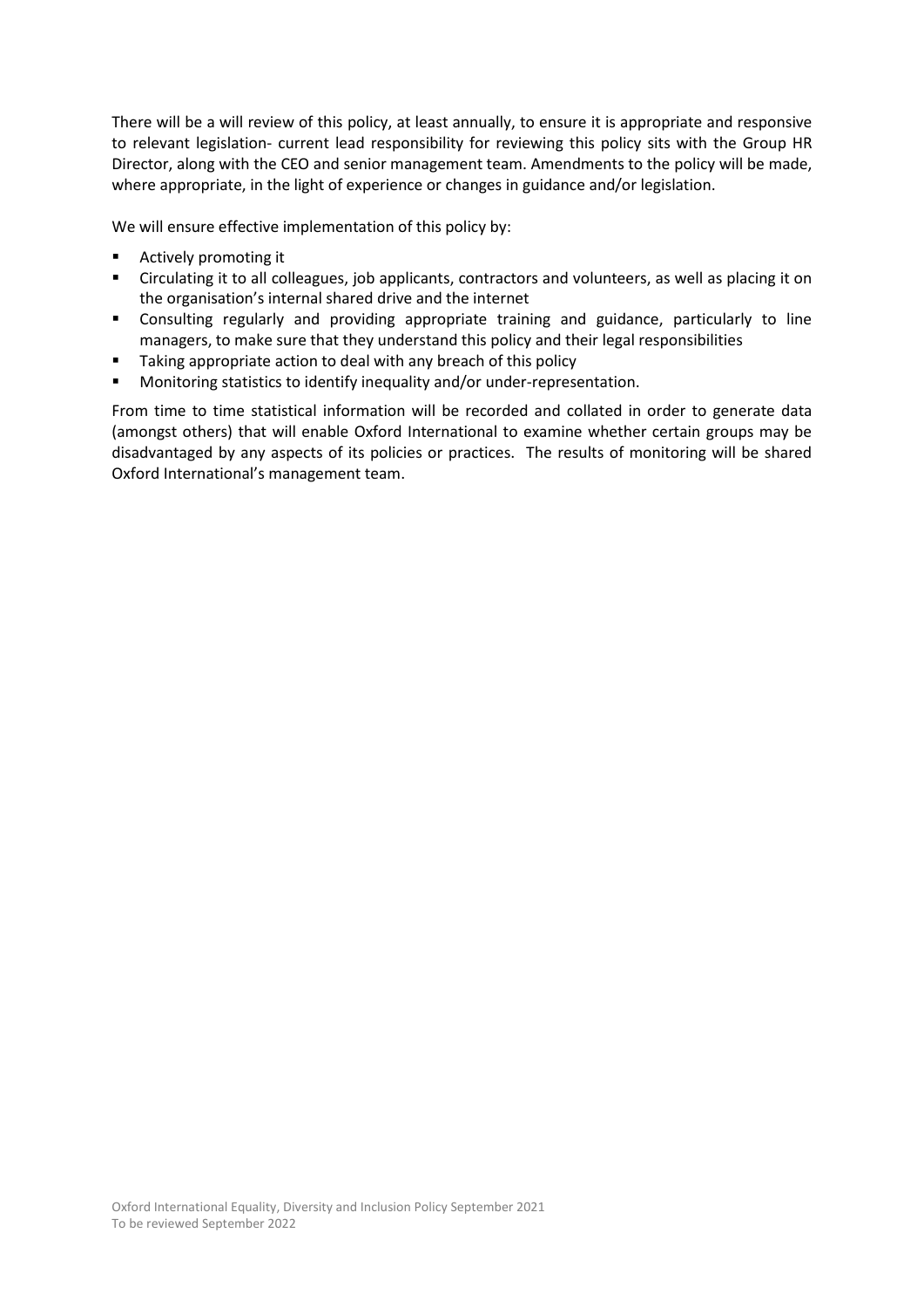There will be a will review of this policy, at least annually, to ensure it is appropriate and responsive to relevant legislation- current lead responsibility for reviewing this policy sits with the Group HR Director, along with the CEO and senior management team. Amendments to the policy will be made, where appropriate, in the light of experience or changes in guidance and/or legislation.

We will ensure effective implementation of this policy by:

- Actively promoting it
- Circulating it to all colleagues, job applicants, contractors and volunteers, as well as placing it on the organisation's internal shared drive and the internet
- Consulting regularly and providing appropriate training and guidance, particularly to line managers, to make sure that they understand this policy and their legal responsibilities
- Taking appropriate action to deal with any breach of this policy
- Monitoring statistics to identify inequality and/or under-representation.

From time to time statistical information will be recorded and collated in order to generate data (amongst others) that will enable Oxford International to examine whether certain groups may be disadvantaged by any aspects of its policies or practices. The results of monitoring will be shared Oxford International's management team.